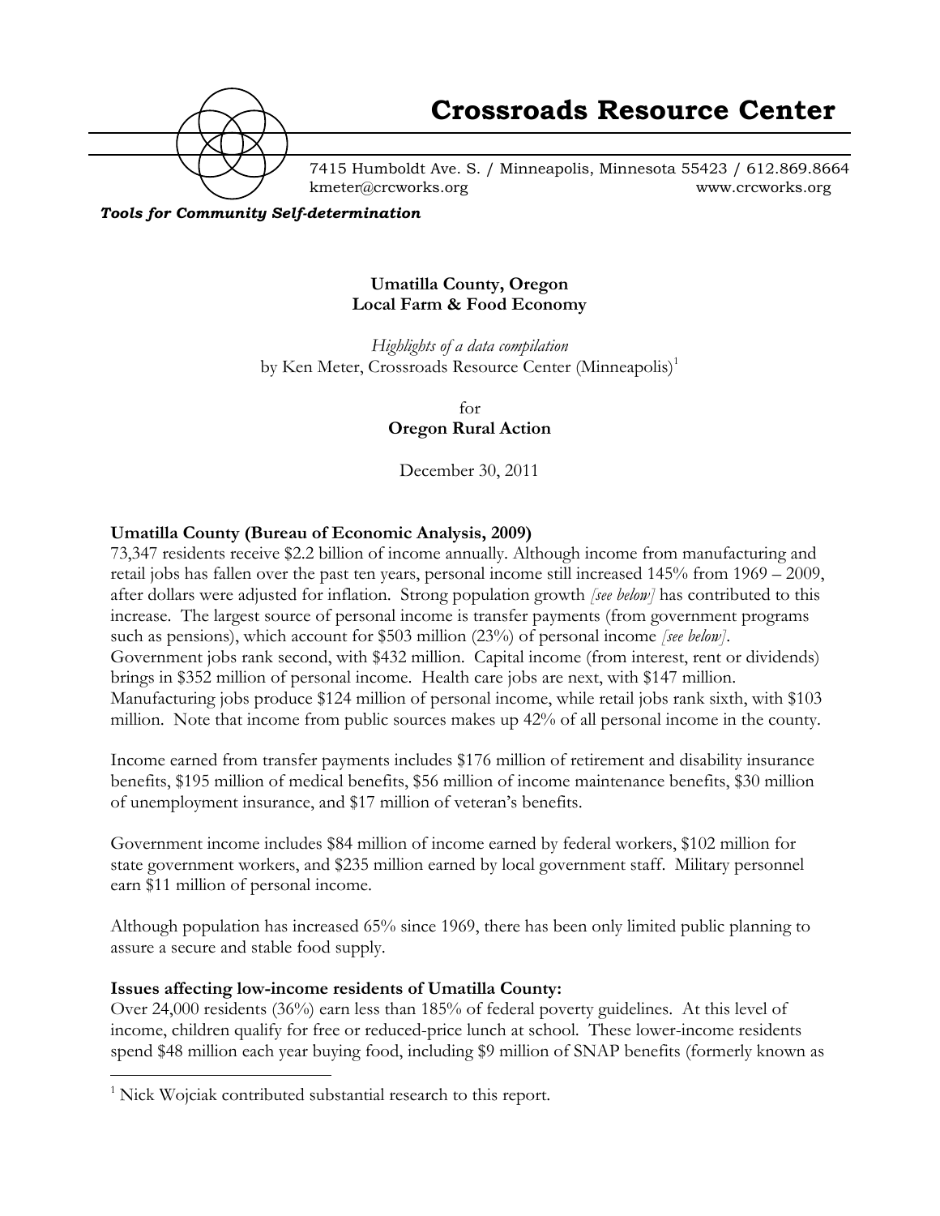# Crossroads Resource Center

7415 Humboldt Ave. S. / Minneapolis, Minnesota 55423 / 612.869.8664
kmeter@crcworks.org www.crcworks.org

***Tools for Community Self-determination***

**Umatilla County, Oregon**
**Local Farm & Food Economy**

*Highlights of a data compilation*
by Ken Meter, Crossroads Resource Center (Minneapolis)[1]

for
**Oregon Rural Action**

December 30, 2011

**Umatilla County (Bureau of Economic Analysis, 2009)**

73,347 residents receive $2.2 billion of income annually. Although income from manufacturing and retail jobs has fallen over the past ten years, personal income still increased 145% from 1969 – 2009, after dollars were adjusted for inflation. Strong population growth *[see below]* has contributed to this increase. The largest source of personal income is transfer payments (from government programs such as pensions), which account for $503 million (23%) of personal income *[see below]*. Government jobs rank second, with $432 million. Capital income (from interest, rent or dividends) brings in $352 million of personal income. Health care jobs are next, with $147 million. Manufacturing jobs produce $124 million of personal income, while retail jobs rank sixth, with $103 million. Note that income from public sources makes up 42% of all personal income in the county.

Income earned from transfer payments includes $176 million of retirement and disability insurance benefits, $195 million of medical benefits, $56 million of income maintenance benefits, $30 million of unemployment insurance, and $17 million of veteran's benefits.

Government income includes $84 million of income earned by federal workers, $102 million for state government workers, and $235 million earned by local government staff. Military personnel earn $11 million of personal income.

Although population has increased 65% since 1969, there has been only limited public planning to assure a secure and stable food supply.

**Issues affecting low-income residents of Umatilla County:**

Over 24,000 residents (36%) earn less than 185% of federal poverty guidelines. At this level of income, children qualify for free or reduced-price lunch at school. These lower-income residents spend $48 million each year buying food, including $9 million of SNAP benefits (formerly known as

---

[1] Nick Wojciak contributed substantial research to this report.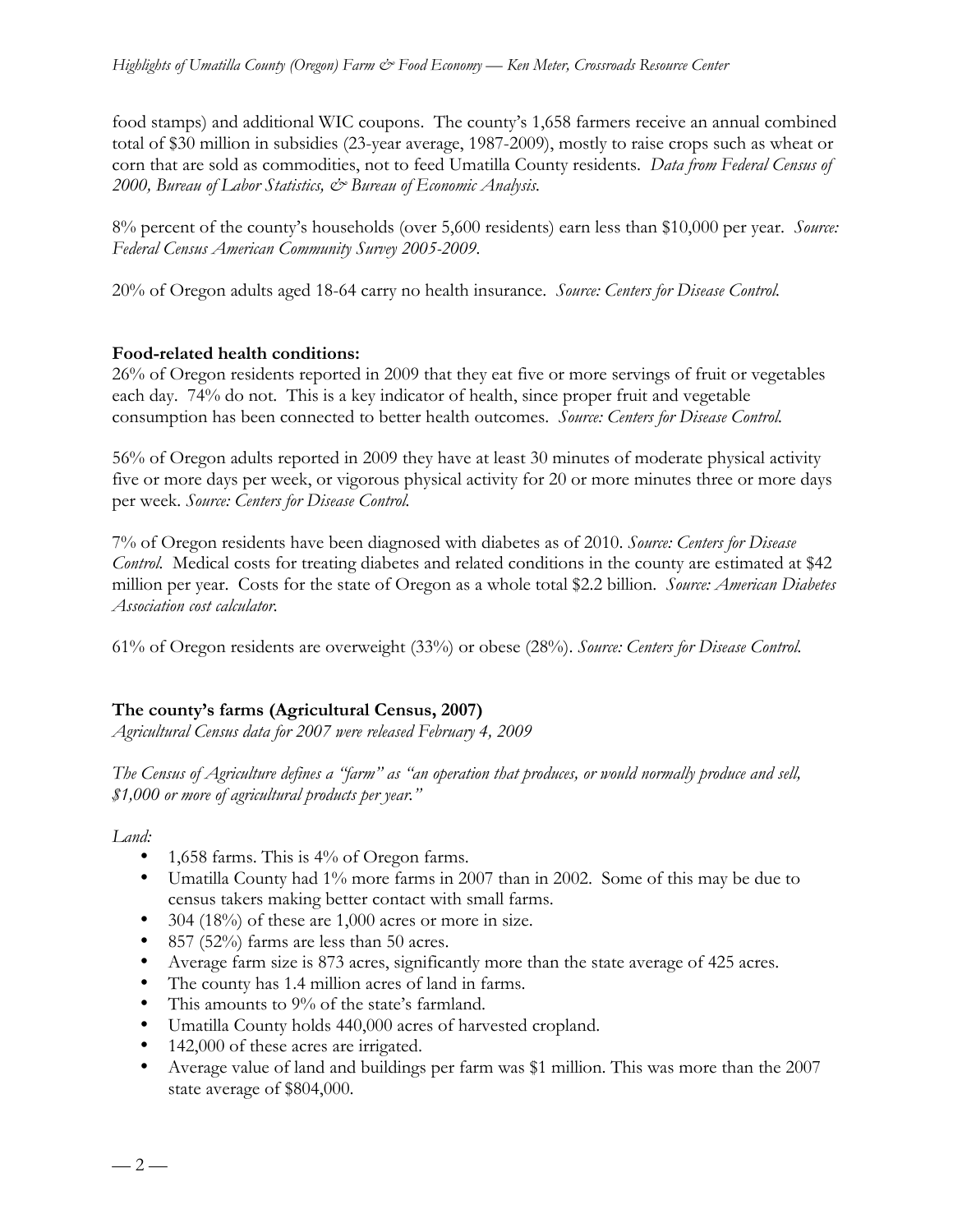food stamps) and additional WIC coupons. The county's 1,658 farmers receive an annual combined total of $30 million in subsidies (23-year average, 1987-2009), mostly to raise crops such as wheat or corn that are sold as commodities, not to feed Umatilla County residents. *Data from Federal Census of 2000, Bureau of Labor Statistics, & Bureau of Economic Analysis.*

8% percent of the county's households (over 5,600 residents) earn less than $10,000 per year. *Source: Federal Census American Community Survey 2005-2009.*

20% of Oregon adults aged 18-64 carry no health insurance. *Source: Centers for Disease Control.*

**Food-related health conditions:**

26% of Oregon residents reported in 2009 that they eat five or more servings of fruit or vegetables each day. 74% do not. This is a key indicator of health, since proper fruit and vegetable consumption has been connected to better health outcomes. *Source: Centers for Disease Control.*

56% of Oregon adults reported in 2009 they have at least 30 minutes of moderate physical activity five or more days per week, or vigorous physical activity for 20 or more minutes three or more days per week. *Source: Centers for Disease Control.*

7% of Oregon residents have been diagnosed with diabetes as of 2010. *Source: Centers for Disease Control.* Medical costs for treating diabetes and related conditions in the county are estimated at $42 million per year. Costs for the state of Oregon as a whole total $2.2 billion. *Source: American Diabetes Association cost calculator.*

61% of Oregon residents are overweight (33%) or obese (28%). *Source: Centers for Disease Control.*

## The county's farms (Agricultural Census, 2007)

*Agricultural Census data for 2007 were released February 4, 2009*

*The Census of Agriculture defines a "farm" as "an operation that produces, or would normally produce and sell, $1,000 or more of agricultural products per year."*

*Land:*

- 1,658 farms. This is 4% of Oregon farms.
- Umatilla County had 1% more farms in 2007 than in 2002. Some of this may be due to census takers making better contact with small farms.
- 304 (18%) of these are 1,000 acres or more in size.
- 857 (52%) farms are less than 50 acres.
- Average farm size is 873 acres, significantly more than the state average of 425 acres.
- The county has 1.4 million acres of land in farms.
- This amounts to 9% of the state's farmland.
- Umatilla County holds 440,000 acres of harvested cropland.
- 142,000 of these acres are irrigated.
- Average value of land and buildings per farm was $1 million. This was more than the 2007 state average of $804,000.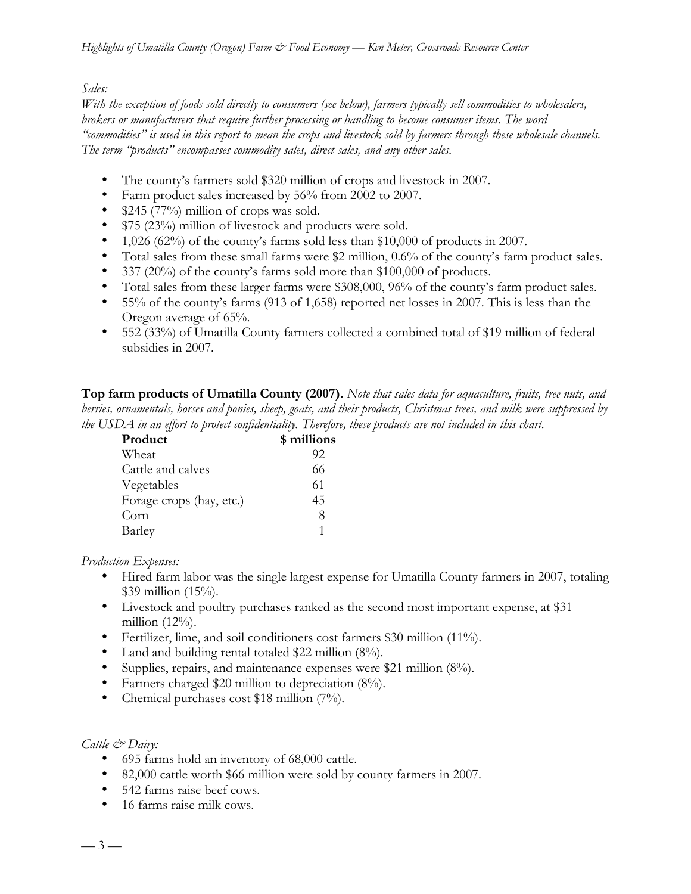*Sales:*

*With the exception of foods sold directly to consumers (see below), farmers typically sell commodities to wholesalers, brokers or manufacturers that require further processing or handling to become consumer items. The word "commodities" is used in this report to mean the crops and livestock sold by farmers through these wholesale channels. The term "products" encompasses commodity sales, direct sales, and any other sales.*

- The county's farmers sold $320 million of crops and livestock in 2007.
- Farm product sales increased by 56% from 2002 to 2007.
- $245 (77%) million of crops was sold.
- $75 (23%) million of livestock and products were sold.
- 1,026 (62%) of the county's farms sold less than $10,000 of products in 2007.
- Total sales from these small farms were $2 million, 0.6% of the county's farm product sales.
- 337 (20%) of the county's farms sold more than $100,000 of products.
- Total sales from these larger farms were $308,000, 96% of the county's farm product sales.
- 55% of the county's farms (913 of 1,658) reported net losses in 2007. This is less than the Oregon average of 65%.
- 552 (33%) of Umatilla County farmers collected a combined total of $19 million of federal subsidies in 2007.

**Top farm products of Umatilla County (2007).** *Note that sales data for aquaculture, fruits, tree nuts, and berries, ornamentals, horses and ponies, sheep, goats, and their products, Christmas trees, and milk were suppressed by the USDA in an effort to protect confidentiality. Therefore, these products are not included in this chart.*

| Product | $ millions |
|---|---|
| Wheat | 92 |
| Cattle and calves | 66 |
| Vegetables | 61 |
| Forage crops (hay, etc.) | 45 |
| Corn | 8 |
| Barley | 1 |

*Production Expenses:*

- Hired farm labor was the single largest expense for Umatilla County farmers in 2007, totaling $39 million (15%).
- Livestock and poultry purchases ranked as the second most important expense, at $31 million (12%).
- Fertilizer, lime, and soil conditioners cost farmers $30 million (11%).
- Land and building rental totaled $22 million (8%).
- Supplies, repairs, and maintenance expenses were $21 million (8%).
- Farmers charged $20 million to depreciation (8%).
- Chemical purchases cost $18 million (7%).

*Cattle & Dairy:*

- 695 farms hold an inventory of 68,000 cattle.
- 82,000 cattle worth $66 million were sold by county farmers in 2007.
- 542 farms raise beef cows.
- 16 farms raise milk cows.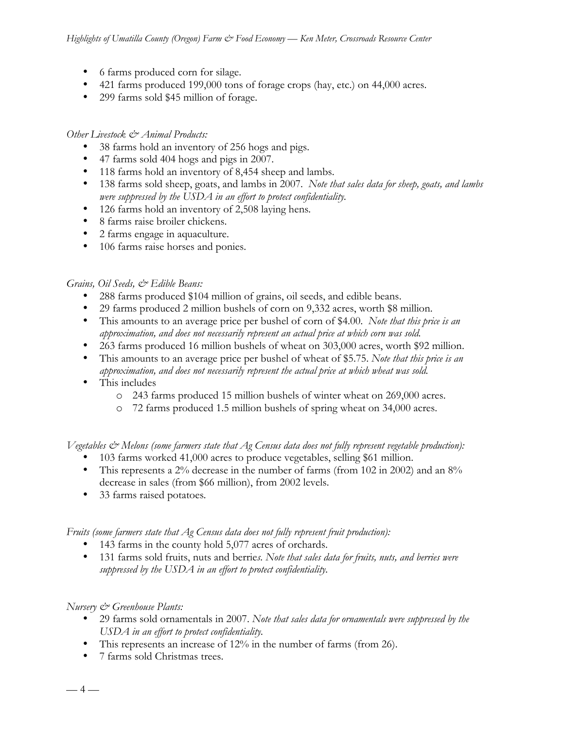- 6 farms produced corn for silage.
- 421 farms produced 199,000 tons of forage crops (hay, etc.) on 44,000 acres.
- 299 farms sold $45 million of forage.

*Other Livestock & Animal Products:*

- 38 farms hold an inventory of 256 hogs and pigs.
- 47 farms sold 404 hogs and pigs in 2007.
- 118 farms hold an inventory of 8,454 sheep and lambs.
- 138 farms sold sheep, goats, and lambs in 2007. *Note that sales data for sheep, goats, and lambs were suppressed by the USDA in an effort to protect confidentiality.*
- 126 farms hold an inventory of 2,508 laying hens.
- 8 farms raise broiler chickens.
- 2 farms engage in aquaculture.
- 106 farms raise horses and ponies.

*Grains, Oil Seeds, & Edible Beans:*

- 288 farms produced $104 million of grains, oil seeds, and edible beans.
- 29 farms produced 2 million bushels of corn on 9,332 acres, worth $8 million.
- This amounts to an average price per bushel of corn of $4.00. *Note that this price is an approximation, and does not necessarily represent an actual price at which corn was sold.*
- 263 farms produced 16 million bushels of wheat on 303,000 acres, worth $92 million.
- This amounts to an average price per bushel of wheat of $5.75. *Note that this price is an approximation, and does not necessarily represent the actual price at which wheat was sold.*
- This includes
  - 243 farms produced 15 million bushels of winter wheat on 269,000 acres.
  - 72 farms produced 1.5 million bushels of spring wheat on 34,000 acres.

*Vegetables & Melons (some farmers state that Ag Census data does not fully represent vegetable production):*

- 103 farms worked 41,000 acres to produce vegetables, selling $61 million.
- This represents a 2% decrease in the number of farms (from 102 in 2002) and an 8% decrease in sales (from $66 million), from 2002 levels.
- 33 farms raised potatoes.

*Fruits (some farmers state that Ag Census data does not fully represent fruit production):*

- 143 farms in the county hold 5,077 acres of orchards.
- 131 farms sold fruits, nuts and berries. *Note that sales data for fruits, nuts, and berries were suppressed by the USDA in an effort to protect confidentiality.*

*Nursery & Greenhouse Plants:*

- 29 farms sold ornamentals in 2007. *Note that sales data for ornamentals were suppressed by the USDA in an effort to protect confidentiality.*
- This represents an increase of 12% in the number of farms (from 26).
- 7 farms sold Christmas trees.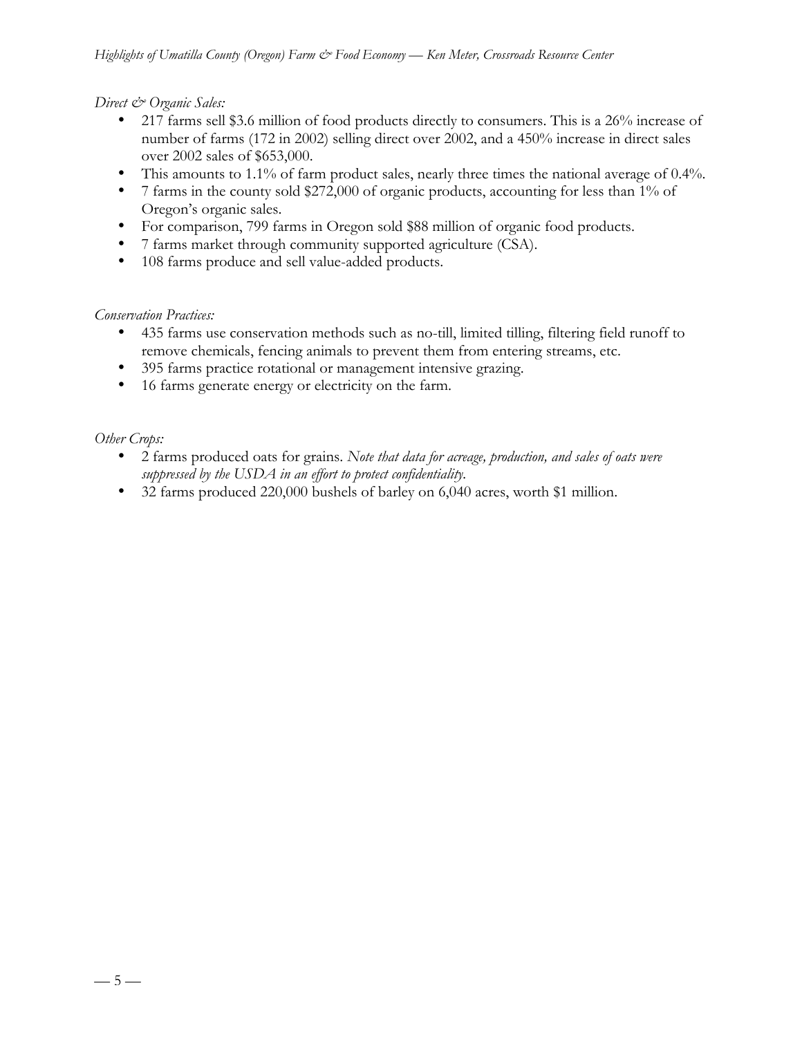*Direct & Organic Sales:*

- 217 farms sell $3.6 million of food products directly to consumers. This is a 26% increase of number of farms (172 in 2002) selling direct over 2002, and a 450% increase in direct sales over 2002 sales of $653,000.
- This amounts to 1.1% of farm product sales, nearly three times the national average of 0.4%.
- 7 farms in the county sold $272,000 of organic products, accounting for less than 1% of Oregon's organic sales.
- For comparison, 799 farms in Oregon sold $88 million of organic food products.
- 7 farms market through community supported agriculture (CSA).
- 108 farms produce and sell value-added products.

*Conservation Practices:*

- 435 farms use conservation methods such as no-till, limited tilling, filtering field runoff to remove chemicals, fencing animals to prevent them from entering streams, etc.
- 395 farms practice rotational or management intensive grazing.
- 16 farms generate energy or electricity on the farm.

*Other Crops:*

- 2 farms produced oats for grains. *Note that data for acreage, production, and sales of oats were suppressed by the USDA in an effort to protect confidentiality.*
- 32 farms produced 220,000 bushels of barley on 6,040 acres, worth $1 million.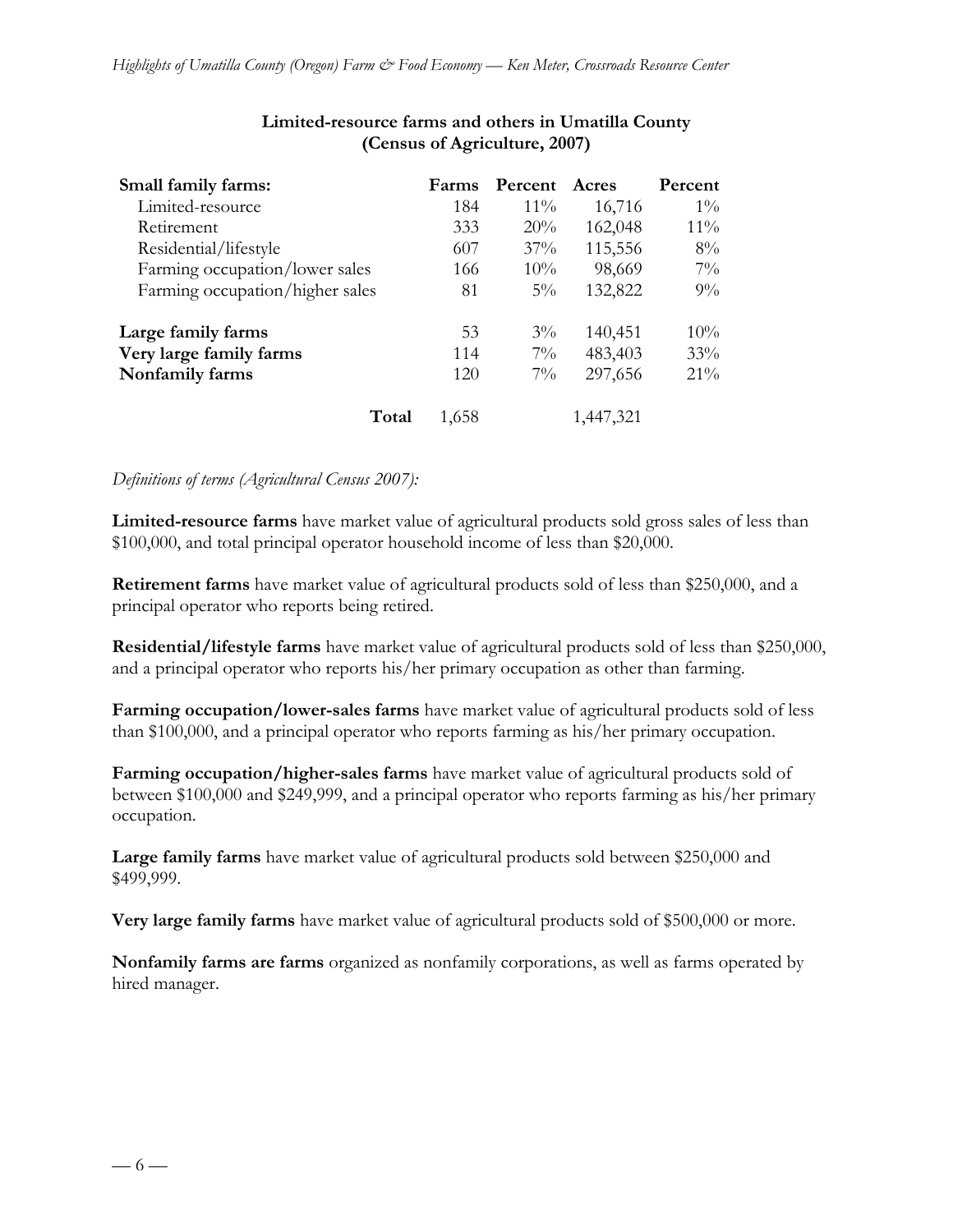**Limited-resource farms and others in Umatilla County (Census of Agriculture, 2007)**

| **Small family farms:** | **Farms** | **Percent** | **Acres** | **Percent** |
|---|---|---|---|---|
| Limited-resource | 184 | 11% | 16,716 | 1% |
| Retirement | 333 | 20% | 162,048 | 11% |
| Residential/lifestyle | 607 | 37% | 115,556 | 8% |
| Farming occupation/lower sales | 166 | 10% | 98,669 | 7% |
| Farming occupation/higher sales | 81 | 5% | 132,822 | 9% |
| **Large family farms** | 53 | 3% | 140,451 | 10% |
| **Very large family farms** | 114 | 7% | 483,403 | 33% |
| **Nonfamily farms** | 120 | 7% | 297,656 | 21% |
| **Total** | 1,658 | | 1,447,321 | |

*Definitions of terms (Agricultural Census 2007):*

**Limited-resource farms** have market value of agricultural products sold gross sales of less than $100,000, and total principal operator household income of less than $20,000.

**Retirement farms** have market value of agricultural products sold of less than $250,000, and a principal operator who reports being retired.

**Residential/lifestyle farms** have market value of agricultural products sold of less than $250,000, and a principal operator who reports his/her primary occupation as other than farming.

**Farming occupation/lower-sales farms** have market value of agricultural products sold of less than $100,000, and a principal operator who reports farming as his/her primary occupation.

**Farming occupation/higher-sales farms** have market value of agricultural products sold of between $100,000 and $249,999, and a principal operator who reports farming as his/her primary occupation.

**Large family farms** have market value of agricultural products sold between $250,000 and $499,999.

**Very large family farms** have market value of agricultural products sold of $500,000 or more.

**Nonfamily farms are farms** organized as nonfamily corporations, as well as farms operated by hired manager.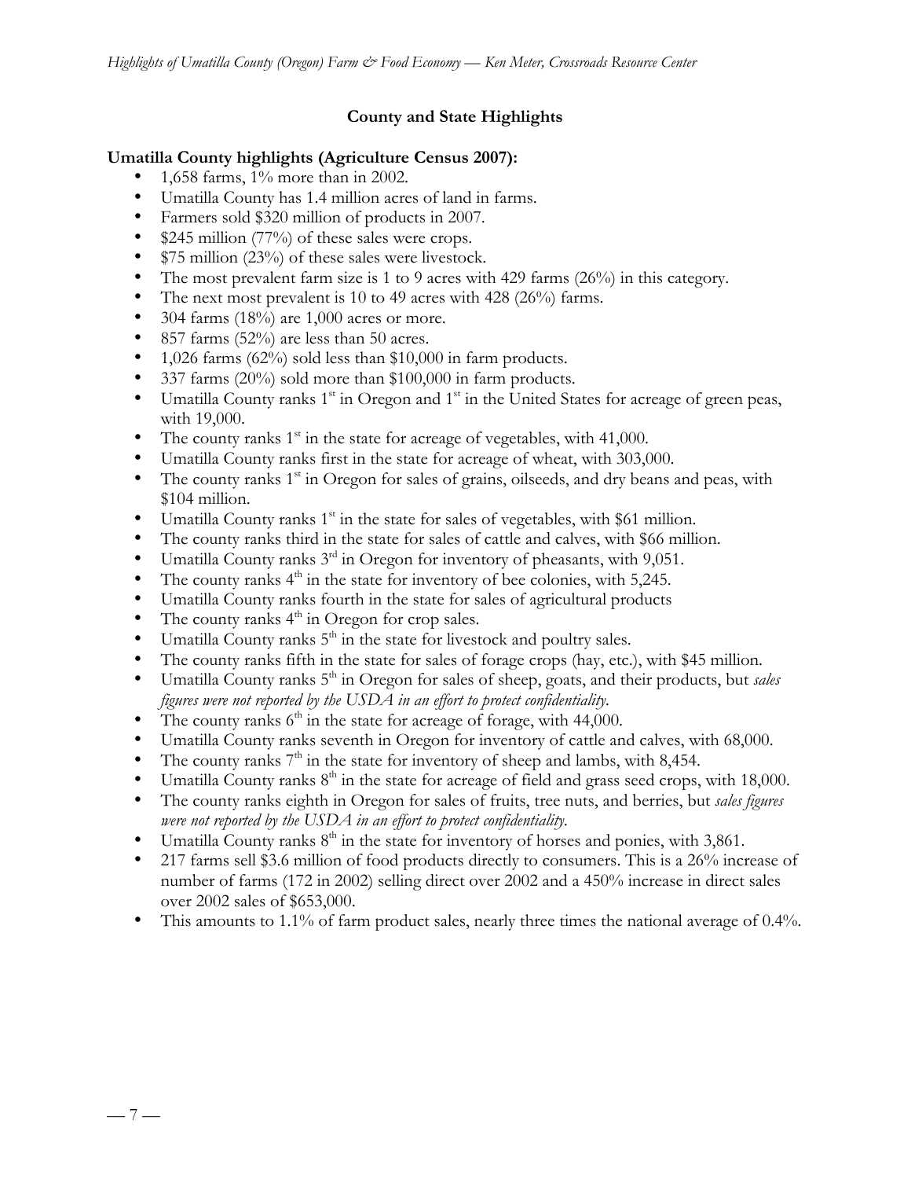## County and State Highlights

**Umatilla County highlights (Agriculture Census 2007):**

- 1,658 farms, 1% more than in 2002.
- Umatilla County has 1.4 million acres of land in farms.
- Farmers sold $320 million of products in 2007.
- $245 million (77%) of these sales were crops.
- $75 million (23%) of these sales were livestock.
- The most prevalent farm size is 1 to 9 acres with 429 farms (26%) in this category.
- The next most prevalent is 10 to 49 acres with 428 (26%) farms.
- 304 farms (18%) are 1,000 acres or more.
- 857 farms (52%) are less than 50 acres.
- 1,026 farms (62%) sold less than $10,000 in farm products.
- 337 farms (20%) sold more than $100,000 in farm products.
- Umatilla County ranks 1st in Oregon and 1st in the United States for acreage of green peas, with 19,000.
- The county ranks 1st in the state for acreage of vegetables, with 41,000.
- Umatilla County ranks first in the state for acreage of wheat, with 303,000.
- The county ranks 1st in Oregon for sales of grains, oilseeds, and dry beans and peas, with $104 million.
- Umatilla County ranks 1st in the state for sales of vegetables, with $61 million.
- The county ranks third in the state for sales of cattle and calves, with $66 million.
- Umatilla County ranks 3rd in Oregon for inventory of pheasants, with 9,051.
- The county ranks 4th in the state for inventory of bee colonies, with 5,245.
- Umatilla County ranks fourth in the state for sales of agricultural products
- The county ranks 4th in Oregon for crop sales.
- Umatilla County ranks 5th in the state for livestock and poultry sales.
- The county ranks fifth in the state for sales of forage crops (hay, etc.), with $45 million.
- Umatilla County ranks 5th in Oregon for sales of sheep, goats, and their products, but *sales figures were not reported by the USDA in an effort to protect confidentiality.*
- The county ranks 6th in the state for acreage of forage, with 44,000.
- Umatilla County ranks seventh in Oregon for inventory of cattle and calves, with 68,000.
- The county ranks 7th in the state for inventory of sheep and lambs, with 8,454.
- Umatilla County ranks 8th in the state for acreage of field and grass seed crops, with 18,000.
- The county ranks eighth in Oregon for sales of fruits, tree nuts, and berries, but *sales figures were not reported by the USDA in an effort to protect confidentiality.*
- Umatilla County ranks 8th in the state for inventory of horses and ponies, with 3,861.
- 217 farms sell $3.6 million of food products directly to consumers. This is a 26% increase of number of farms (172 in 2002) selling direct over 2002 and a 450% increase in direct sales over 2002 sales of $653,000.
- This amounts to 1.1% of farm product sales, nearly three times the national average of 0.4%.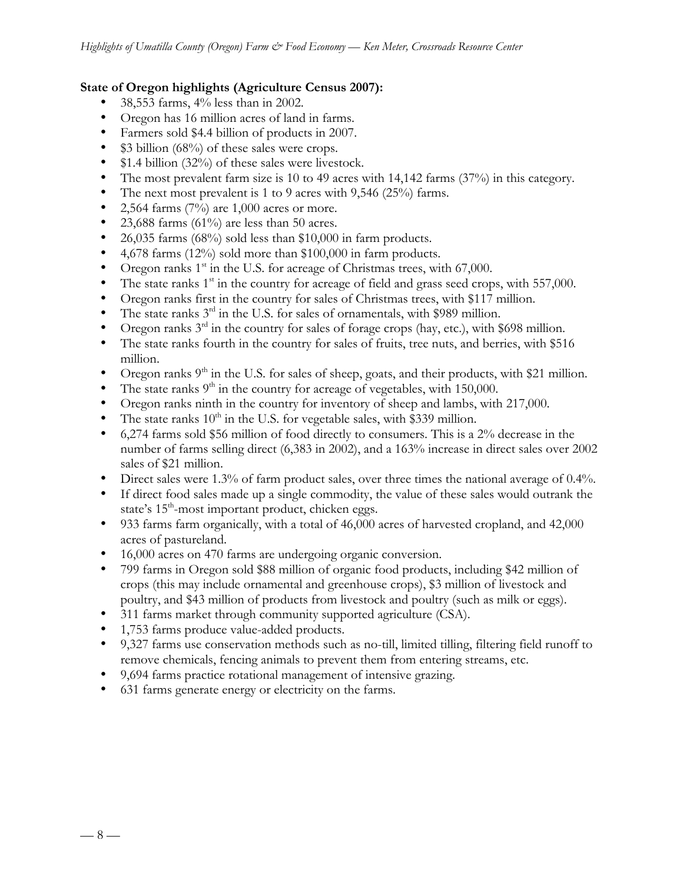**State of Oregon highlights (Agriculture Census 2007):**

- 38,553 farms, 4% less than in 2002.
- Oregon has 16 million acres of land in farms.
- Farmers sold \$4.4 billion of products in 2007.
- \$3 billion (68%) of these sales were crops.
- \$1.4 billion (32%) of these sales were livestock.
- The most prevalent farm size is 10 to 49 acres with 14,142 farms (37%) in this category.
- The next most prevalent is 1 to 9 acres with 9,546 (25%) farms.
- 2,564 farms (7%) are 1,000 acres or more.
- 23,688 farms (61%) are less than 50 acres.
- 26,035 farms (68%) sold less than \$10,000 in farm products.
- 4,678 farms (12%) sold more than \$100,000 in farm products.
- Oregon ranks 1st in the U.S. for acreage of Christmas trees, with 67,000.
- The state ranks 1st in the country for acreage of field and grass seed crops, with 557,000.
- Oregon ranks first in the country for sales of Christmas trees, with \$117 million.
- The state ranks 3rd in the U.S. for sales of ornamentals, with \$989 million.
- Oregon ranks 3rd in the country for sales of forage crops (hay, etc.), with \$698 million.
- The state ranks fourth in the country for sales of fruits, tree nuts, and berries, with \$516 million.
- Oregon ranks 9th in the U.S. for sales of sheep, goats, and their products, with \$21 million.
- The state ranks 9th in the country for acreage of vegetables, with 150,000.
- Oregon ranks ninth in the country for inventory of sheep and lambs, with 217,000.
- The state ranks 10th in the U.S. for vegetable sales, with \$339 million.
- 6,274 farms sold \$56 million of food directly to consumers. This is a 2% decrease in the number of farms selling direct (6,383 in 2002), and a 163% increase in direct sales over 2002 sales of \$21 million.
- Direct sales were 1.3% of farm product sales, over three times the national average of 0.4%.
- If direct food sales made up a single commodity, the value of these sales would outrank the state's 15th-most important product, chicken eggs.
- 933 farms farm organically, with a total of 46,000 acres of harvested cropland, and 42,000 acres of pastureland.
- 16,000 acres on 470 farms are undergoing organic conversion.
- 799 farms in Oregon sold \$88 million of organic food products, including \$42 million of crops (this may include ornamental and greenhouse crops), \$3 million of livestock and poultry, and \$43 million of products from livestock and poultry (such as milk or eggs).
- 311 farms market through community supported agriculture (CSA).
- 1,753 farms produce value-added products.
- 9,327 farms use conservation methods such as no-till, limited tilling, filtering field runoff to remove chemicals, fencing animals to prevent them from entering streams, etc.
- 9,694 farms practice rotational management of intensive grazing.
- 631 farms generate energy or electricity on the farms.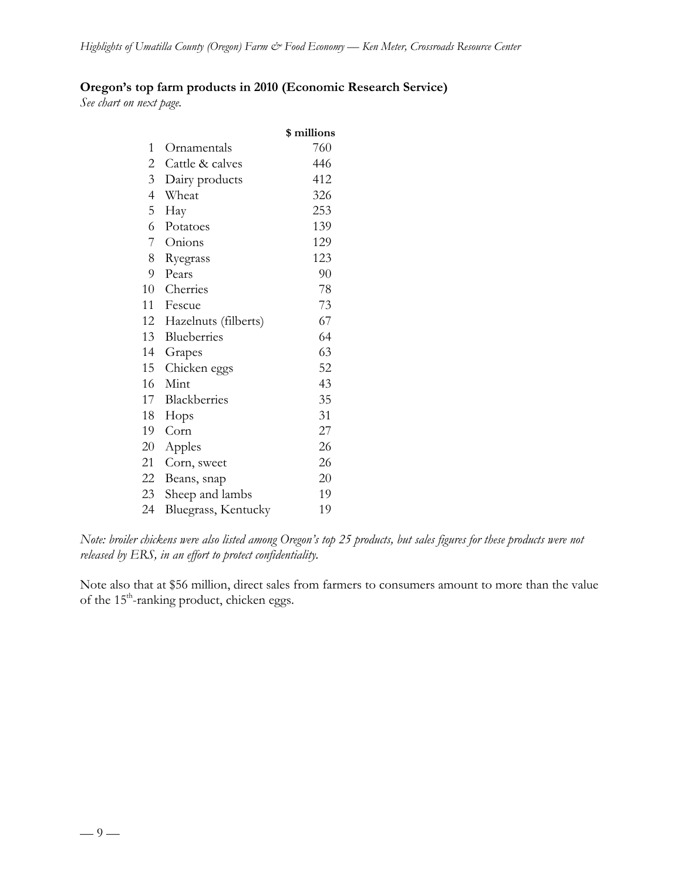**Oregon's top farm products in 2010 (Economic Research Service)**

*See chart on next page.*

| | | $ millions |
|---|---|---|
| 1 | Ornamentals | 760 |
| 2 | Cattle & calves | 446 |
| 3 | Dairy products | 412 |
| 4 | Wheat | 326 |
| 5 | Hay | 253 |
| 6 | Potatoes | 139 |
| 7 | Onions | 129 |
| 8 | Ryegrass | 123 |
| 9 | Pears | 90 |
| 10 | Cherries | 78 |
| 11 | Fescue | 73 |
| 12 | Hazelnuts (filberts) | 67 |
| 13 | Blueberries | 64 |
| 14 | Grapes | 63 |
| 15 | Chicken eggs | 52 |
| 16 | Mint | 43 |
| 17 | Blackberries | 35 |
| 18 | Hops | 31 |
| 19 | Corn | 27 |
| 20 | Apples | 26 |
| 21 | Corn, sweet | 26 |
| 22 | Beans, snap | 20 |
| 23 | Sheep and lambs | 19 |
| 24 | Bluegrass, Kentucky | 19 |

*Note: broiler chickens were also listed among Oregon's top 25 products, but sales figures for these products were not released by ERS, in an effort to protect confidentiality.*

Note also that at $56 million, direct sales from farmers to consumers amount to more than the value of the 15th-ranking product, chicken eggs.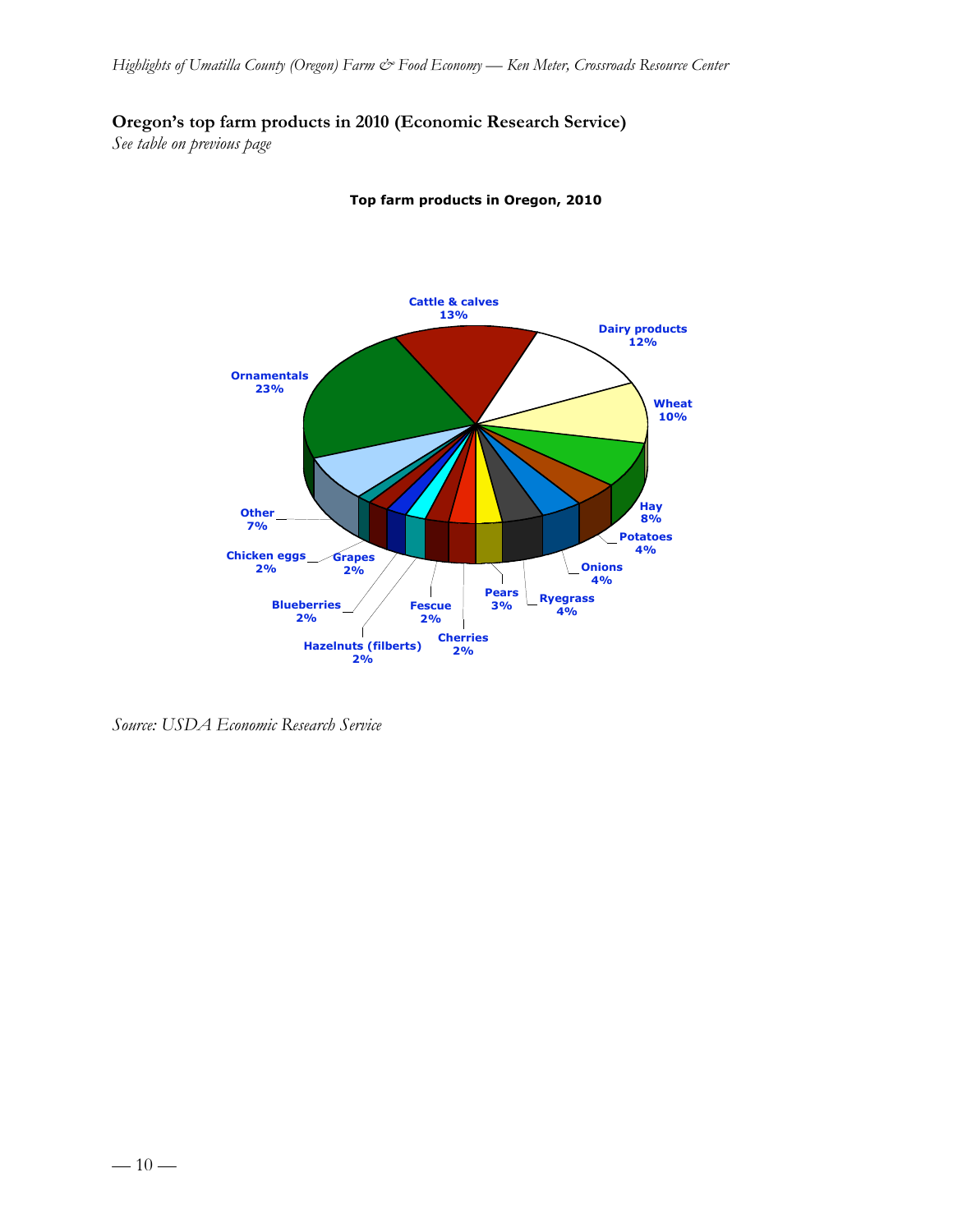**Oregon's top farm products in 2010 (Economic Research Service)**

*See table on previous page*

**Top farm products in Oregon, 2010**

Cattle & calves 13%

Dairy products 12%

Wheat 10%

Hay 8%

Potatoes 4%

Onions 4%

Ryegrass 4%

Pears 3%

Cherries 2%

Fescue 2%

Hazelnuts (filberts) 2%

Blueberries 2%

Grapes 2%

Chicken eggs 2%

Other 7%

Ornamentals 23%

*Source: USDA Economic Research Service*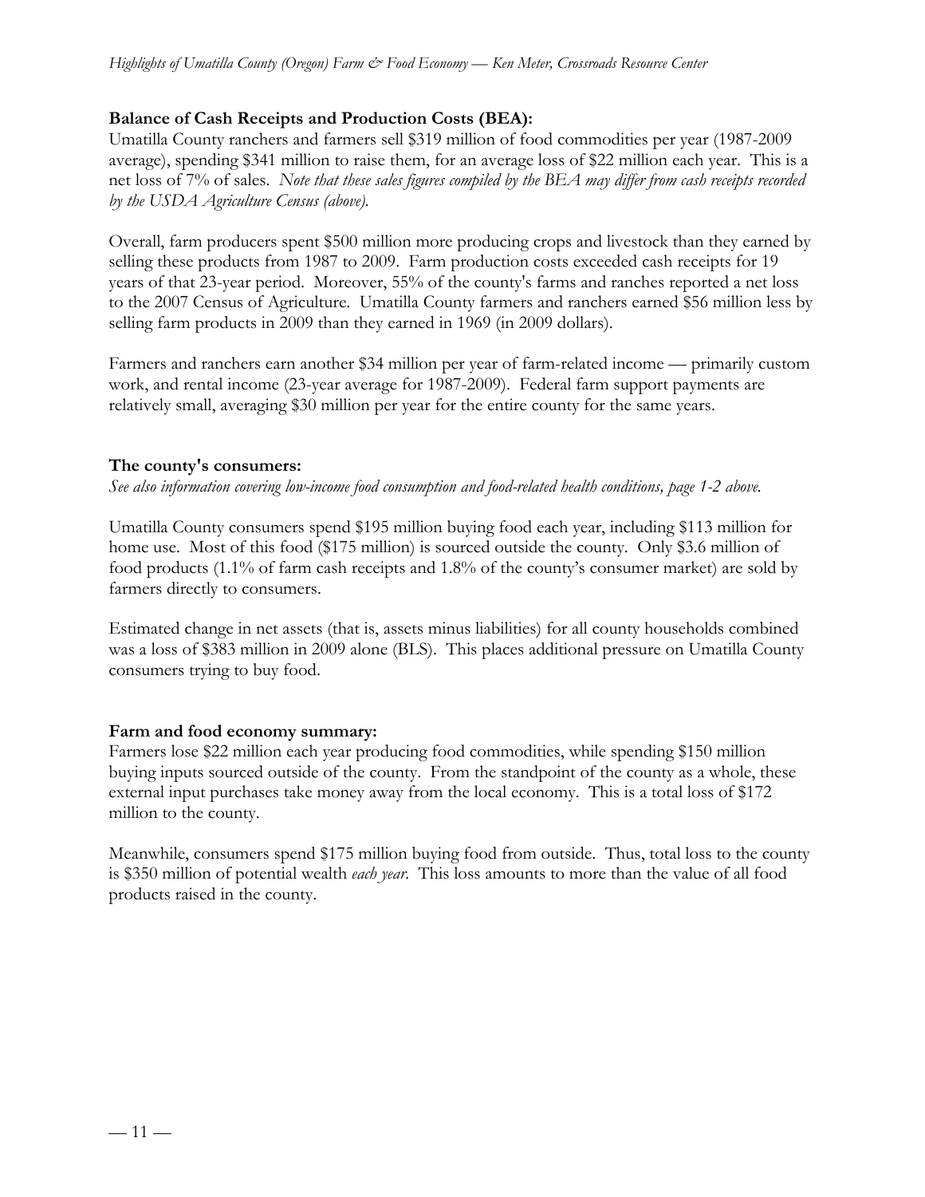**Balance of Cash Receipts and Production Costs (BEA):**

Umatilla County ranchers and farmers sell $319 million of food commodities per year (1987-2009 average), spending $341 million to raise them, for an average loss of $22 million each year. This is a net loss of 7% of sales. *Note that these sales figures compiled by the BEA may differ from cash receipts recorded by the USDA Agriculture Census (above).*

Overall, farm producers spent $500 million more producing crops and livestock than they earned by selling these products from 1987 to 2009. Farm production costs exceeded cash receipts for 19 years of that 23-year period. Moreover, 55% of the county's farms and ranches reported a net loss to the 2007 Census of Agriculture. Umatilla County farmers and ranchers earned $56 million less by selling farm products in 2009 than they earned in 1969 (in 2009 dollars).

Farmers and ranchers earn another $34 million per year of farm-related income — primarily custom work, and rental income (23-year average for 1987-2009). Federal farm support payments are relatively small, averaging $30 million per year for the entire county for the same years.

**The county's consumers:**

*See also information covering low-income food consumption and food-related health conditions, page 1-2 above.*

Umatilla County consumers spend $195 million buying food each year, including $113 million for home use. Most of this food ($175 million) is sourced outside the county. Only $3.6 million of food products (1.1% of farm cash receipts and 1.8% of the county's consumer market) are sold by farmers directly to consumers.

Estimated change in net assets (that is, assets minus liabilities) for all county households combined was a loss of $383 million in 2009 alone (BLS). This places additional pressure on Umatilla County consumers trying to buy food.

**Farm and food economy summary:**

Farmers lose $22 million each year producing food commodities, while spending $150 million buying inputs sourced outside of the county. From the standpoint of the county as a whole, these external input purchases take money away from the local economy. This is a total loss of $172 million to the county.

Meanwhile, consumers spend $175 million buying food from outside. Thus, total loss to the county is $350 million of potential wealth *each year*. This loss amounts to more than the value of all food products raised in the county.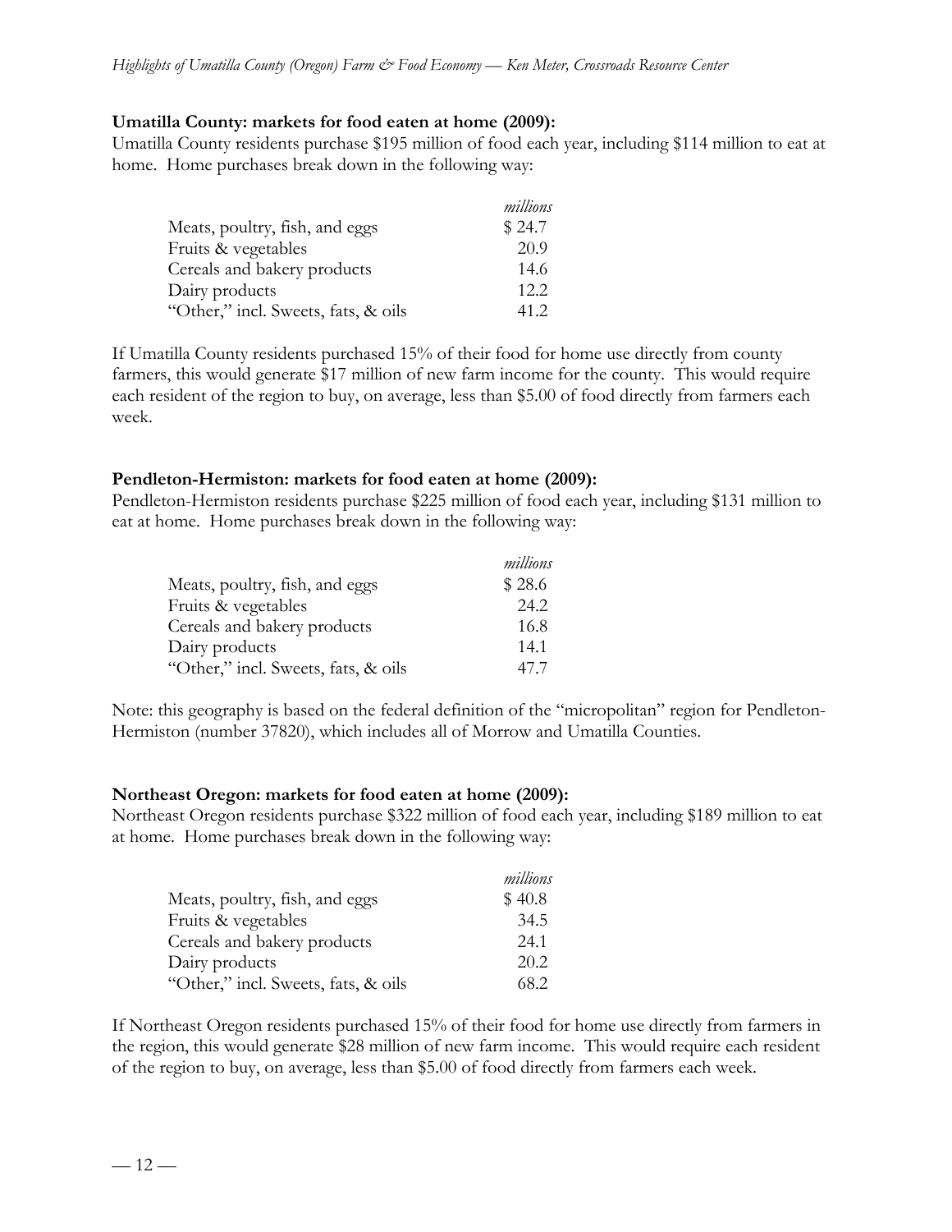**Umatilla County: markets for food eaten at home (2009):**

Umatilla County residents purchase $195 million of food each year, including $114 million to eat at home. Home purchases break down in the following way:

| | *millions* |
|---|---|
| Meats, poultry, fish, and eggs | $ 24.7 |
| Fruits & vegetables | 20.9 |
| Cereals and bakery products | 14.6 |
| Dairy products | 12.2 |
| "Other," incl. Sweets, fats, & oils | 41.2 |

If Umatilla County residents purchased 15% of their food for home use directly from county farmers, this would generate $17 million of new farm income for the county. This would require each resident of the region to buy, on average, less than $5.00 of food directly from farmers each week.

**Pendleton-Hermiston: markets for food eaten at home (2009):**

Pendleton-Hermiston residents purchase $225 million of food each year, including $131 million to eat at home. Home purchases break down in the following way:

| | *millions* |
|---|---|
| Meats, poultry, fish, and eggs | $ 28.6 |
| Fruits & vegetables | 24.2 |
| Cereals and bakery products | 16.8 |
| Dairy products | 14.1 |
| "Other," incl. Sweets, fats, & oils | 47.7 |

Note: this geography is based on the federal definition of the "micropolitan" region for Pendleton-Hermiston (number 37820), which includes all of Morrow and Umatilla Counties.

**Northeast Oregon: markets for food eaten at home (2009):**

Northeast Oregon residents purchase $322 million of food each year, including $189 million to eat at home. Home purchases break down in the following way:

| | *millions* |
|---|---|
| Meats, poultry, fish, and eggs | $ 40.8 |
| Fruits & vegetables | 34.5 |
| Cereals and bakery products | 24.1 |
| Dairy products | 20.2 |
| "Other," incl. Sweets, fats, & oils | 68.2 |

If Northeast Oregon residents purchased 15% of their food for home use directly from farmers in the region, this would generate $28 million of new farm income. This would require each resident of the region to buy, on average, less than $5.00 of food directly from farmers each week.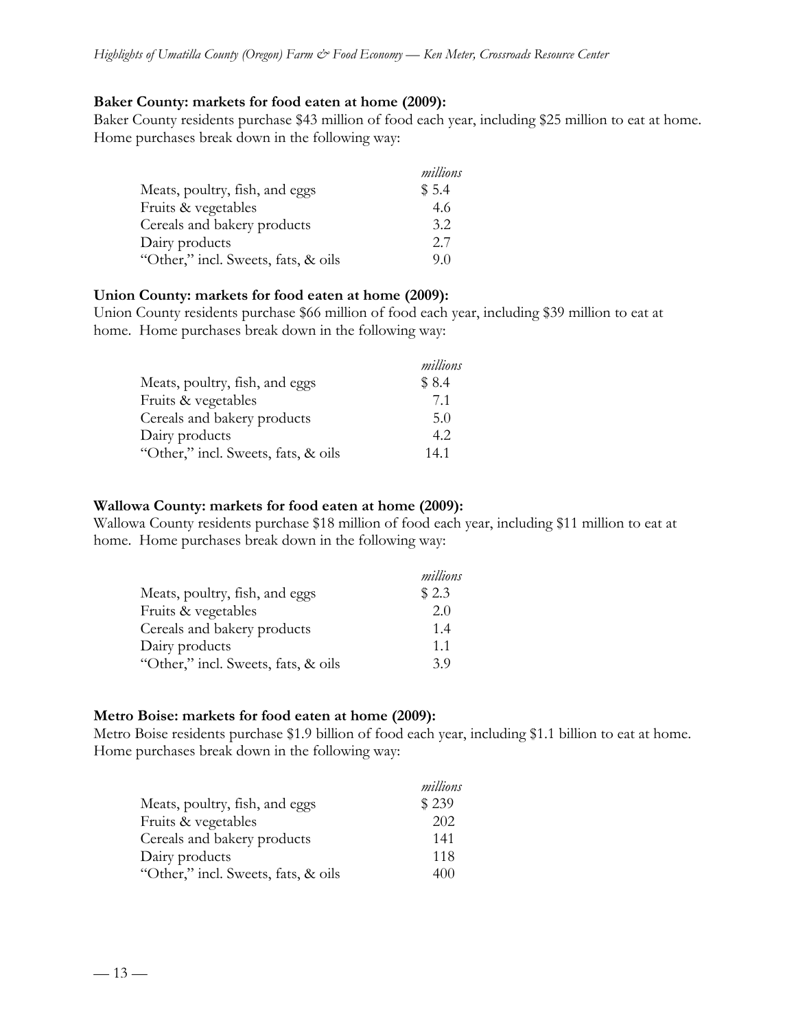**Baker County: markets for food eaten at home (2009):**

Baker County residents purchase $43 million of food each year, including $25 million to eat at home. Home purchases break down in the following way:

| | *millions* |
|---|---|
| Meats, poultry, fish, and eggs | $ 5.4 |
| Fruits & vegetables | 4.6 |
| Cereals and bakery products | 3.2 |
| Dairy products | 2.7 |
| "Other," incl. Sweets, fats, & oils | 9.0 |

**Union County: markets for food eaten at home (2009):**

Union County residents purchase $66 million of food each year, including $39 million to eat at home. Home purchases break down in the following way:

| | *millions* |
|---|---|
| Meats, poultry, fish, and eggs | $ 8.4 |
| Fruits & vegetables | 7.1 |
| Cereals and bakery products | 5.0 |
| Dairy products | 4.2 |
| "Other," incl. Sweets, fats, & oils | 14.1 |

**Wallowa County: markets for food eaten at home (2009):**

Wallowa County residents purchase $18 million of food each year, including $11 million to eat at home. Home purchases break down in the following way:

| | *millions* |
|---|---|
| Meats, poultry, fish, and eggs | $ 2.3 |
| Fruits & vegetables | 2.0 |
| Cereals and bakery products | 1.4 |
| Dairy products | 1.1 |
| "Other," incl. Sweets, fats, & oils | 3.9 |

**Metro Boise: markets for food eaten at home (2009):**

Metro Boise residents purchase $1.9 billion of food each year, including $1.1 billion to eat at home. Home purchases break down in the following way:

| | *millions* |
|---|---|
| Meats, poultry, fish, and eggs | $ 239 |
| Fruits & vegetables | 202 |
| Cereals and bakery products | 141 |
| Dairy products | 118 |
| "Other," incl. Sweets, fats, & oils | 400 |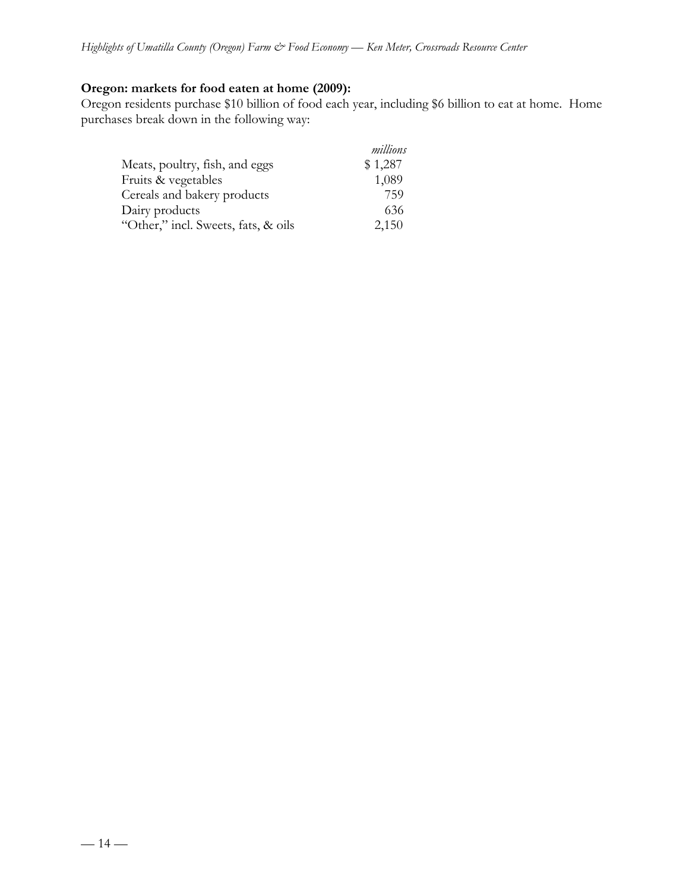**Oregon: markets for food eaten at home (2009):**

Oregon residents purchase $10 billion of food each year, including $6 billion to eat at home. Home purchases break down in the following way:

| | *millions* |
|---|---|
| Meats, poultry, fish, and eggs | $ 1,287 |
| Fruits & vegetables | 1,089 |
| Cereals and bakery products | 759 |
| Dairy products | 636 |
| "Other," incl. Sweets, fats, & oils | 2,150 |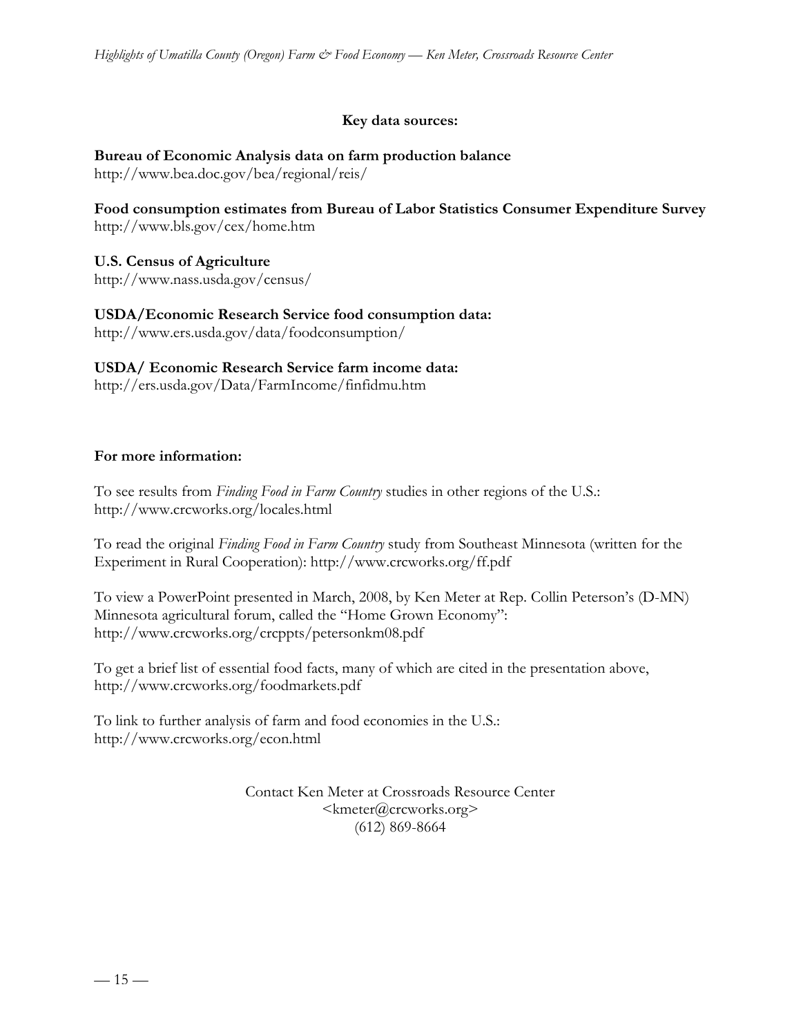### Key data sources:

**Bureau of Economic Analysis data on farm production balance**
http://www.bea.doc.gov/bea/regional/reis/

**Food consumption estimates from Bureau of Labor Statistics Consumer Expenditure Survey**
http://www.bls.gov/cex/home.htm

**U.S. Census of Agriculture**
http://www.nass.usda.gov/census/

**USDA/Economic Research Service food consumption data:**
http://www.ers.usda.gov/data/foodconsumption/

**USDA/ Economic Research Service farm income data:**
http://ers.usda.gov/Data/FarmIncome/finfidmu.htm

### For more information:

To see results from *Finding Food in Farm Country* studies in other regions of the U.S.:
http://www.crcworks.org/locales.html

To read the original *Finding Food in Farm Country* study from Southeast Minnesota (written for the Experiment in Rural Cooperation): http://www.crcworks.org/ff.pdf

To view a PowerPoint presented in March, 2008, by Ken Meter at Rep. Collin Peterson's (D-MN) Minnesota agricultural forum, called the "Home Grown Economy":
http://www.crcworks.org/crcppts/petersonkm08.pdf

To get a brief list of essential food facts, many of which are cited in the presentation above,
http://www.crcworks.org/foodmarkets.pdf

To link to further analysis of farm and food economies in the U.S.:
http://www.crcworks.org/econ.html

Contact Ken Meter at Crossroads Resource Center
<kmeter@crcworks.org>
(612) 869-8664